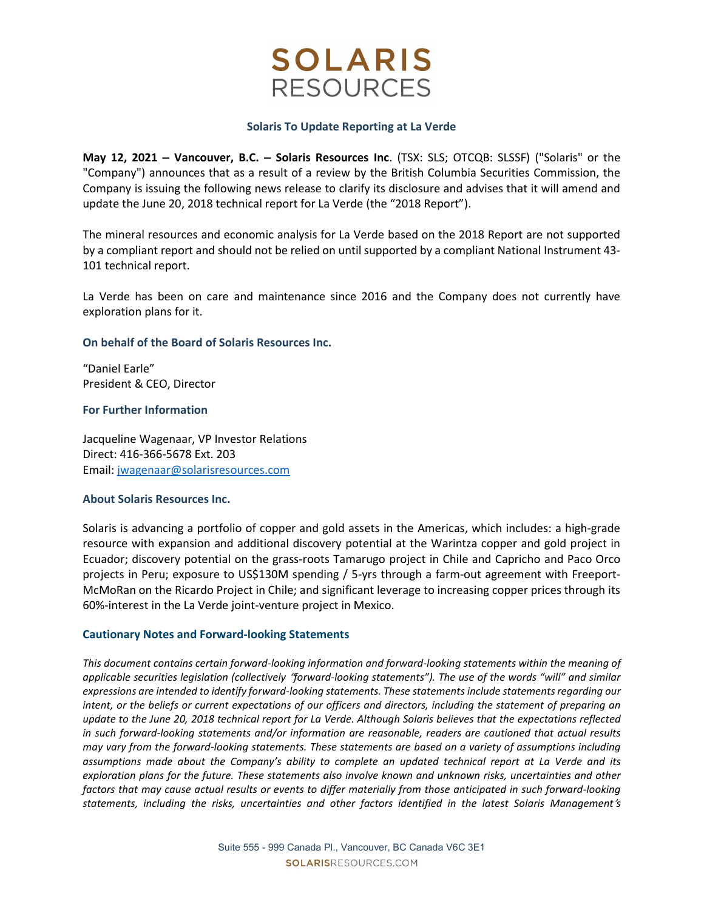# SOLARIS RESOURCES

## Solaris To Update Reporting at La Verde

**May 12, 2021 – Vancouver, B.C. – Solaris Resources Inc**. (TSX: SLS; OTCQB: SLSSF) ("Solaris" or the "Company") announces that as a result of a review by the British Columbia Securities Commission, the Company is issuing the following news release to clarify its disclosure and advises that it will amend and update the June 20, 2018 technical report for La Verde (the "2018 Report").

The mineral resources and economic analysis for La Verde based on the 2018 Report are not supported by a compliant report and should not be relied on until supported by a compliant National Instrument 43-101 technical report.

La Verde has been on care and maintenance since 2016 and the Company does not currently have exploration plans for it.

### On behalf of the Board of Solaris Resources Inc.

"Daniel Earle"
President & CEO, Director

### For Further Information

Jacqueline Wagenaar, VP Investor Relations
Direct: 416-366-5678 Ext. 203
Email: jwagenaar@solarisresources.com

### About Solaris Resources Inc.

Solaris is advancing a portfolio of copper and gold assets in the Americas, which includes: a high-grade resource with expansion and additional discovery potential at the Warintza copper and gold project in Ecuador; discovery potential on the grass-roots Tamarugo project in Chile and Capricho and Paco Orco projects in Peru; exposure to US$130M spending / 5-yrs through a farm-out agreement with Freeport-McMoRan on the Ricardo Project in Chile; and significant leverage to increasing copper prices through its 60%-interest in the La Verde joint-venture project in Mexico.

### Cautionary Notes and Forward-looking Statements

*This document contains certain forward-looking information and forward-looking statements within the meaning of applicable securities legislation (collectively "forward-looking statements"). The use of the words "will" and similar expressions are intended to identify forward-looking statements. These statements include statements regarding our intent, or the beliefs or current expectations of our officers and directors, including the statement of preparing an update to the June 20, 2018 technical report for La Verde. Although Solaris believes that the expectations reflected in such forward-looking statements and/or information are reasonable, readers are cautioned that actual results may vary from the forward-looking statements. These statements are based on a variety of assumptions including assumptions made about the Company's ability to complete an updated technical report at La Verde and its exploration plans for the future. These statements also involve known and unknown risks, uncertainties and other factors that may cause actual results or events to differ materially from those anticipated in such forward-looking statements, including the risks, uncertainties and other factors identified in the latest Solaris Management's*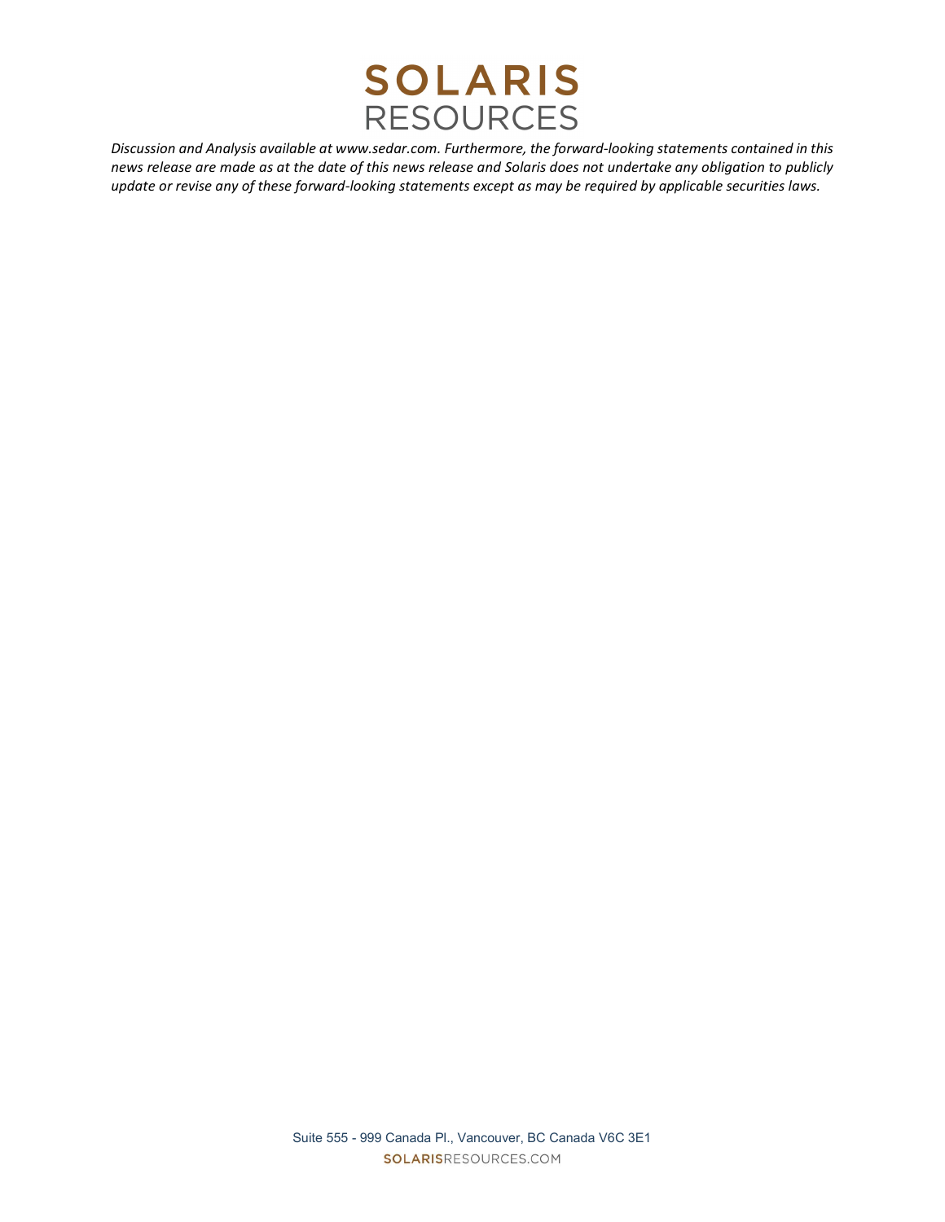*Discussion and Analysis available at www.sedar.com. Furthermore, the forward-looking statements contained in this news release are made as at the date of this news release and Solaris does not undertake any obligation to publicly update or revise any of these forward-looking statements except as may be required by applicable securities laws.*